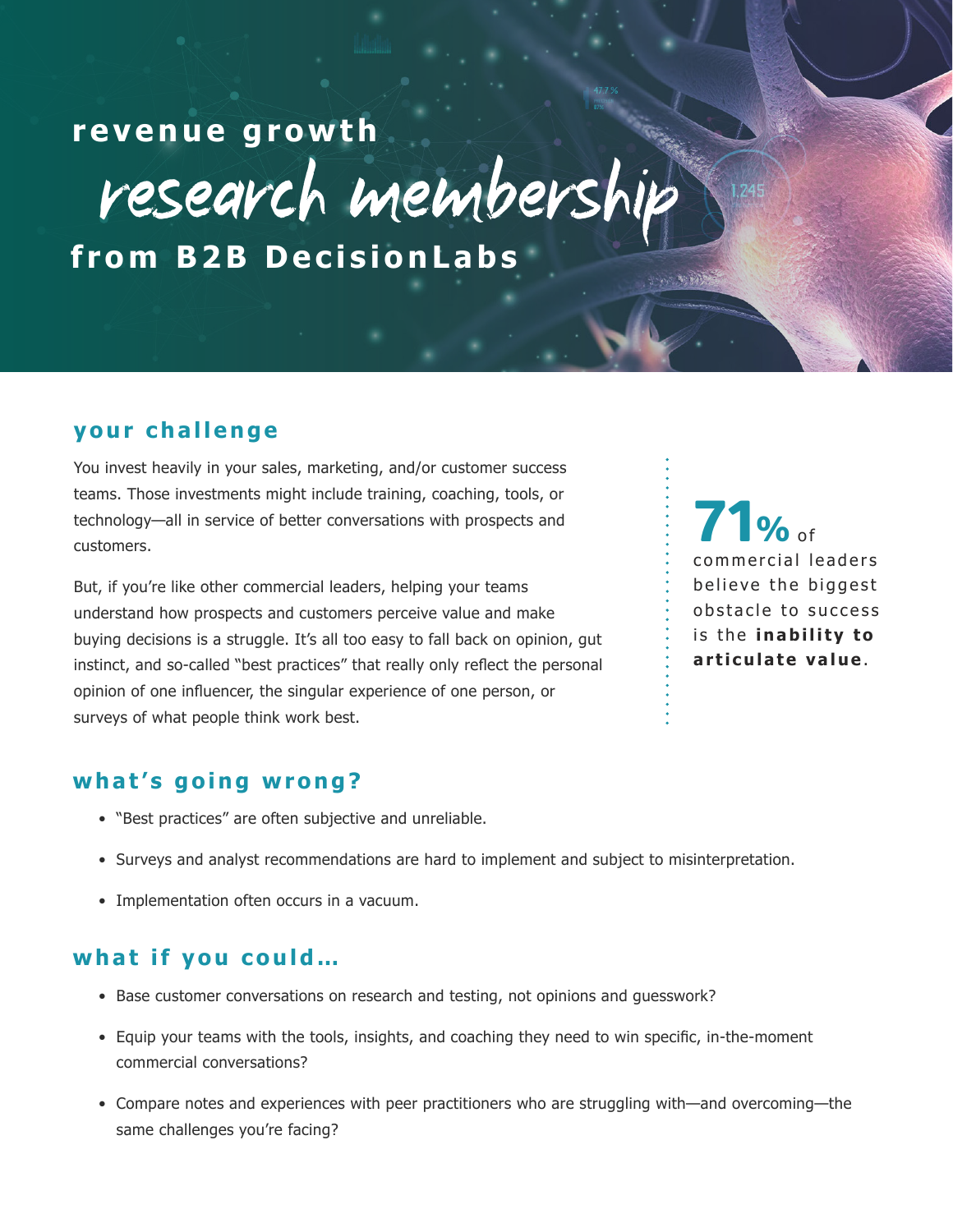# revenue growth research membership from B2B DecisionLabs

## your challenge

You invest heavily in your sales, marketing, and/or customer success teams. Those investments might include training, coaching, tools, or technology—all in service of better conversations with prospects and customers.

But, if you're like other commercial leaders, helping your teams understand how prospects and customers perceive value and make buying decisions is a struggle. It's all too easy to fall back on opinion, gut instinct, and so-called "best practices" that really only reflect the personal opinion of one influencer, the singular experience of one person, or surveys of what people think work best.

**71%** of commercial leaders believe the biggest obstacle to success is the **inability to articulate value**.

## what's going wrong?

- "Best practices" are often subjective and unreliable.
- Surveys and analyst recommendations are hard to implement and subject to misinterpretation.
- Implementation often occurs in a vacuum.

## what if you could…

- Base customer conversations on research and testing, not opinions and guesswork?
- Equip your teams with the tools, insights, and coaching they need to win specific, in-the-moment commercial conversations?
- Compare notes and experiences with peer practitioners who are struggling with—and overcoming—the same challenges you're facing?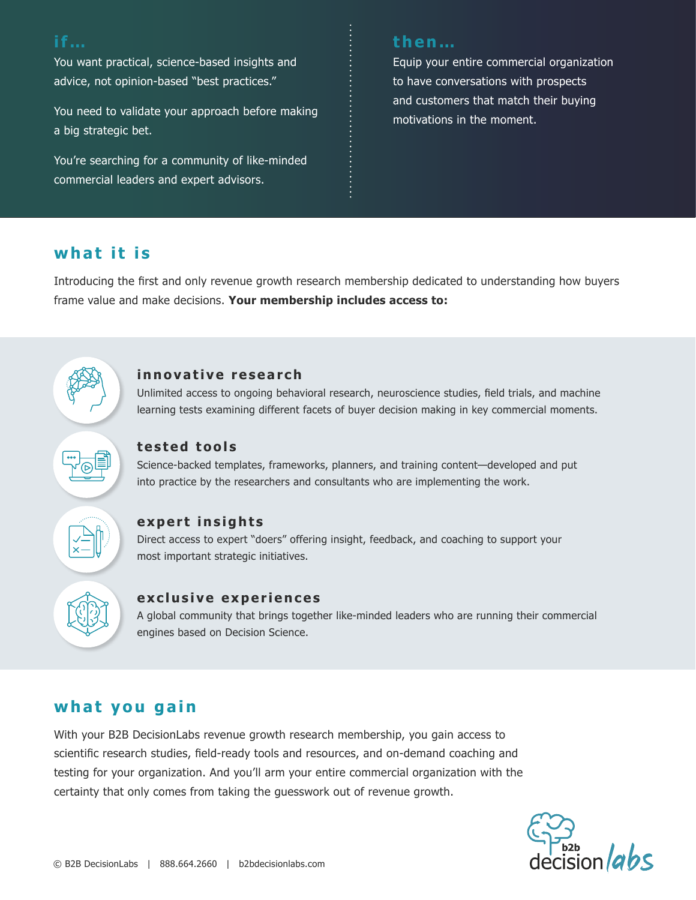## if…

You want practical, science-based insights and advice, not opinion-based "best practices."

You need to validate your approach before making a big strategic bet.

You're searching for a community of like-minded commercial leaders and expert advisors.

## then…

Equip your entire commercial organization to have conversations with prospects and customers that match their buying motivations in the moment.

## what it is

Introducing the first and only revenue growth research membership dedicated to understanding how buyers frame value and make decisions. **Your membership includes access to:**

### innovative research

Unlimited access to ongoing behavioral research, neuroscience studies, field trials, and machine learning tests examining different facets of buyer decision making in key commercial moments.

### tested tools

Science-backed templates, frameworks, planners, and training content—developed and put into practice by the researchers and consultants who are implementing the work.

### expert insights

Direct access to expert "doers" offering insight, feedback, and coaching to support your most important strategic initiatives.

### exclusive experiences

A global community that brings together like-minded leaders who are running their commercial engines based on Decision Science.

## what you gain

With your B2B DecisionLabs revenue growth research membership, you gain access to scientific research studies, field-ready tools and resources, and on-demand coaching and testing for your organization. And you'll arm your entire commercial organization with the certainty that only comes from taking the guesswork out of revenue growth.

© B2B DecisionLabs | 888.664.2660 | b2bdecisionlabs.com

b2b decision labs